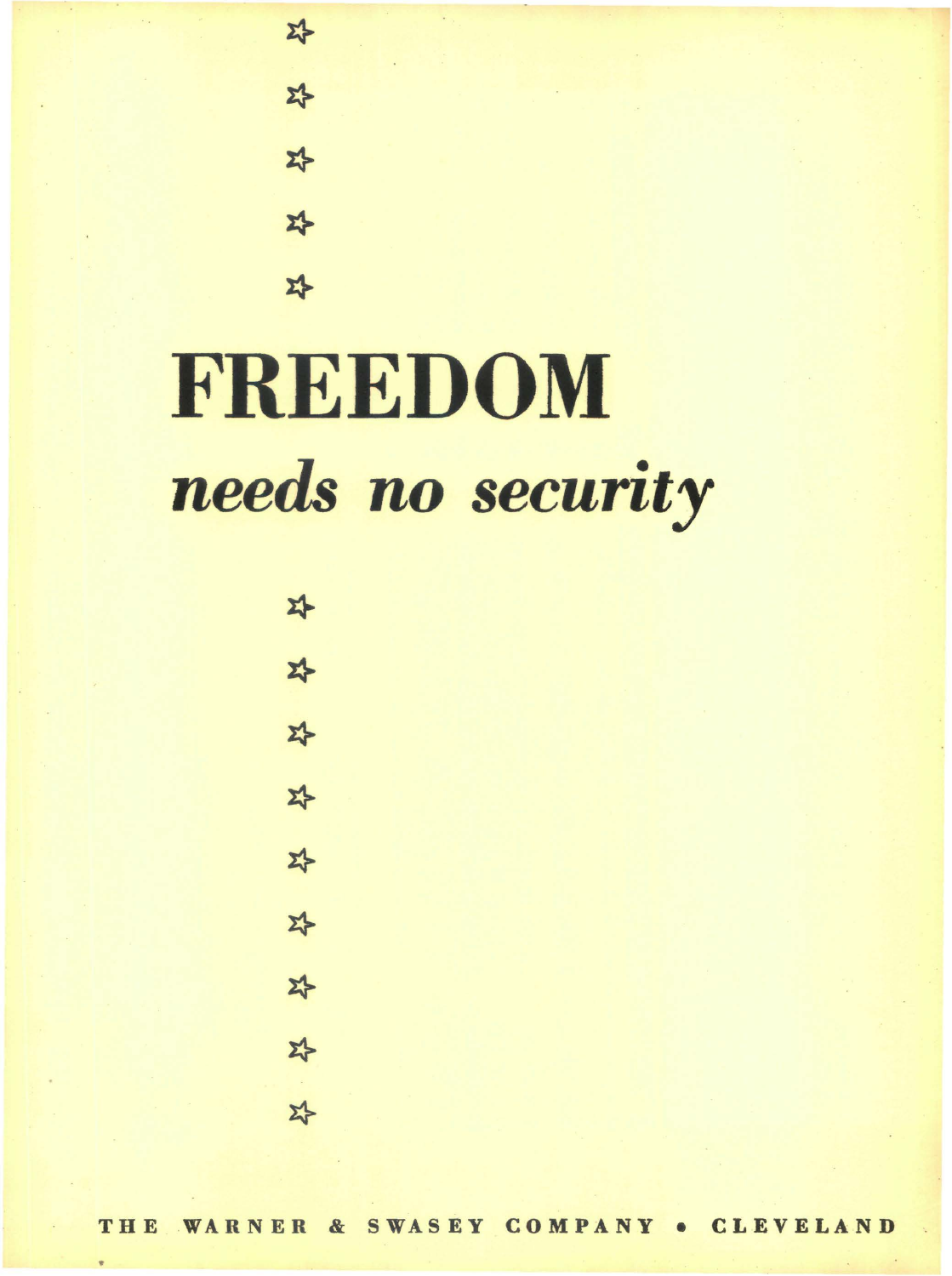# FREEDOM

## *needs no security*

THE WARNER & SWASEY COMPANY • CLEVELAND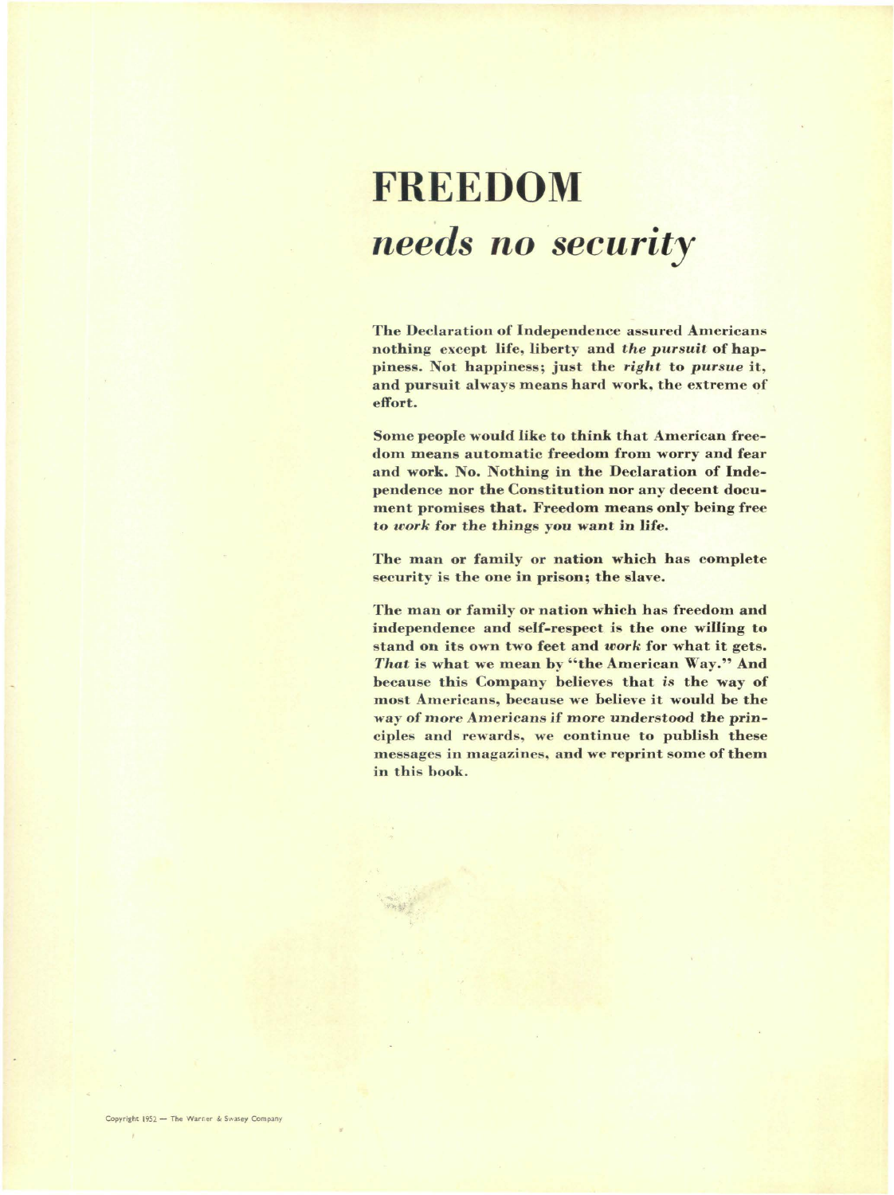# FREEDOM
## *needs no security*

**The Declaration of Independence assured Americans nothing except life, liberty and *the pursuit* of happiness. Not happiness; just the *right* to *pursue* it, and pursuit always means hard work, the extreme of effort.**

**Some people would like to think that American freedom means automatic freedom from worry and fear and work. No. Nothing in the Declaration of Independence nor the Constitution nor any decent document promises that. Freedom means only being free *to work* for the things you want in life.**

**The man or family or nation which has complete security is the one in prison; the slave.**

**The man or family or nation which has freedom and independence and self-respect is the one willing to stand on its own two feet and *work* for what it gets. *That* is what we mean by "the American Way." And because this Company believes that *is* the way of most Americans, because we believe it would be the way of *more* Americans if more understood the principles and rewards, we continue to publish these messages in magazines, and we reprint some of them in this book.**

Copyright 1952 — The Warner & Swasey Company